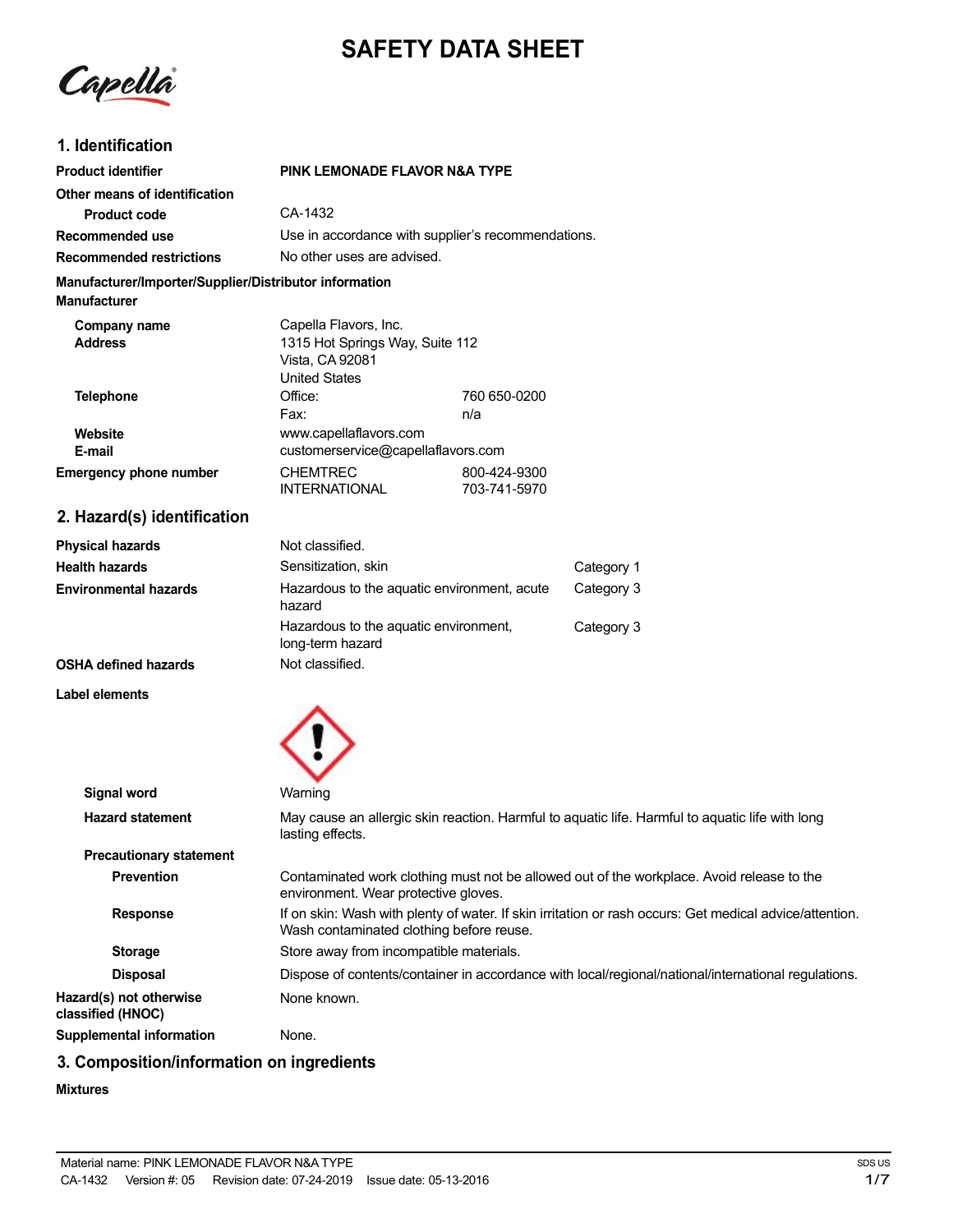# SAFETY DATA SHEET

## 1. Identification

| | | |
|---|---|---|
| **Product identifier** | **PINK LEMONADE FLAVOR N&A TYPE** | |
| **Other means of identification** | | |
| **Product code** | CA-1432 | |
| **Recommended use** | Use in accordance with supplier's recommendations. | |
| **Recommended restrictions** | No other uses are advised. | |

**Manufacturer/Importer/Supplier/Distributor information**

**Manufacturer**

| | | |
|---|---|---|
| **Company name** | Capella Flavors, Inc. | |
| **Address** | 1315 Hot Springs Way, Suite 112<br>Vista, CA 92081<br>United States | |
| **Telephone** | Office: | 760 650-0200 |
| | Fax: | n/a |
| **Website** | www.capellaflavors.com | |
| **E-mail** | customerservice@capellaflavors.com | |
| **Emergency phone number** | CHEMTREC | 800-424-9300 |
| | INTERNATIONAL | 703-741-5970 |

## 2. Hazard(s) identification

| | | |
|---|---|---|
| **Physical hazards** | Not classified. | |
| **Health hazards** | Sensitization, skin | Category 1 |
| **Environmental hazards** | Hazardous to the aquatic environment, acute hazard | Category 3 |
| | Hazardous to the aquatic environment, long-term hazard | Category 3 |
| **OSHA defined hazards** | Not classified. | |

**Label elements**

**Signal word** Warning

**Hazard statement** May cause an allergic skin reaction. Harmful to aquatic life. Harmful to aquatic life with long lasting effects.

**Precautionary statement**

**Prevention** Contaminated work clothing must not be allowed out of the workplace. Avoid release to the environment. Wear protective gloves.

**Response** If on skin: Wash with plenty of water. If skin irritation or rash occurs: Get medical advice/attention. Wash contaminated clothing before reuse.

**Storage** Store away from incompatible materials.

**Disposal** Dispose of contents/container in accordance with local/regional/national/international regulations.

**Hazard(s) not otherwise classified (HNOC)** None known.

**Supplemental information** None.

## 3. Composition/information on ingredients

**Mixtures**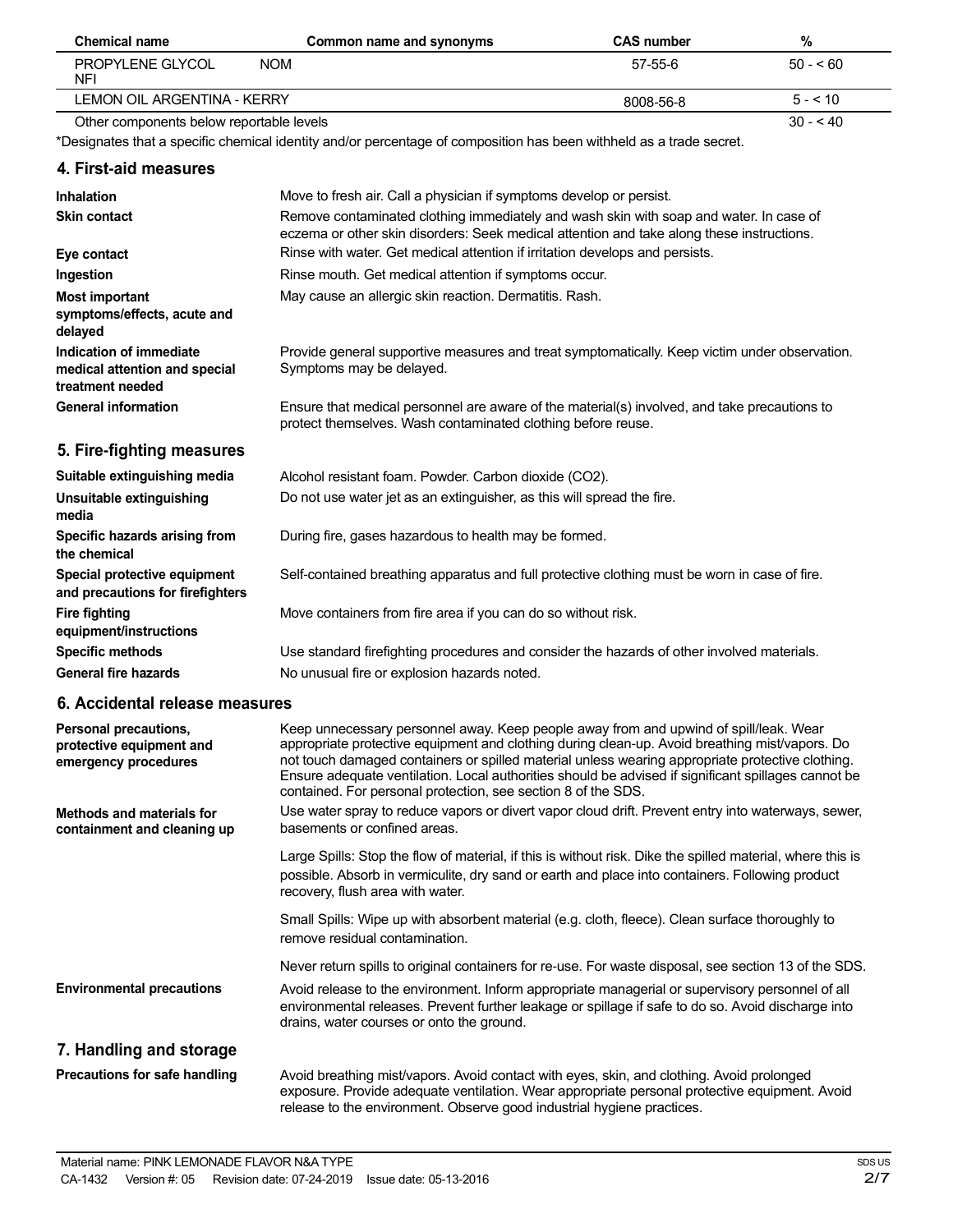| Chemical name | Common name and synonyms | CAS number | % |
|---|---|---|---|
| PROPYLENE GLYCOL NFI | NOM | 57-55-6 | 50 - < 60 |
| LEMON OIL ARGENTINA - KERRY | | 8008-56-8 | 5 - < 10 |
| Other components below reportable levels | | | 30 - < 40 |

*Designates that a specific chemical identity and/or percentage of composition has been withheld as a trade secret.

## 4. First-aid measures

| | |
|---|---|
| **Inhalation** | Move to fresh air. Call a physician if symptoms develop or persist. |
| **Skin contact** | Remove contaminated clothing immediately and wash skin with soap and water. In case of eczema or other skin disorders: Seek medical attention and take along these instructions. |
| **Eye contact** | Rinse with water. Get medical attention if irritation develops and persists. |
| **Ingestion** | Rinse mouth. Get medical attention if symptoms occur. |
| **Most important symptoms/effects, acute and delayed** | May cause an allergic skin reaction. Dermatitis. Rash. |
| **Indication of immediate medical attention and special treatment needed** | Provide general supportive measures and treat symptomatically. Keep victim under observation. Symptoms may be delayed. |
| **General information** | Ensure that medical personnel are aware of the material(s) involved, and take precautions to protect themselves. Wash contaminated clothing before reuse. |

## 5. Fire-fighting measures

| | |
|---|---|
| **Suitable extinguishing media** | Alcohol resistant foam. Powder. Carbon dioxide ($CO_2$). |
| **Unsuitable extinguishing media** | Do not use water jet as an extinguisher, as this will spread the fire. |
| **Specific hazards arising from the chemical** | During fire, gases hazardous to health may be formed. |
| **Special protective equipment and precautions for firefighters** | Self-contained breathing apparatus and full protective clothing must be worn in case of fire. |
| **Fire fighting equipment/instructions** | Move containers from fire area if you can do so without risk. |
| **Specific methods** | Use standard firefighting procedures and consider the hazards of other involved materials. |
| **General fire hazards** | No unusual fire or explosion hazards noted. |

## 6. Accidental release measures

**Personal precautions, protective equipment and emergency procedures**

Keep unnecessary personnel away. Keep people away from and upwind of spill/leak. Wear appropriate protective equipment and clothing during clean-up. Avoid breathing mist/vapors. Do not touch damaged containers or spilled material unless wearing appropriate protective clothing. Ensure adequate ventilation. Local authorities should be advised if significant spillages cannot be contained. For personal protection, see section 8 of the SDS.

**Methods and materials for containment and cleaning up**

Use water spray to reduce vapors or divert vapor cloud drift. Prevent entry into waterways, sewer, basements or confined areas.

Large Spills: Stop the flow of material, if this is without risk. Dike the spilled material, where this is possible. Absorb in vermiculite, dry sand or earth and place into containers. Following product recovery, flush area with water.

Small Spills: Wipe up with absorbent material (e.g. cloth, fleece). Clean surface thoroughly to remove residual contamination.

Never return spills to original containers for re-use. For waste disposal, see section 13 of the SDS.

**Environmental precautions**

Avoid release to the environment. Inform appropriate managerial or supervisory personnel of all environmental releases. Prevent further leakage or spillage if safe to do so. Avoid discharge into drains, water courses or onto the ground.

## 7. Handling and storage

**Precautions for safe handling**

Avoid breathing mist/vapors. Avoid contact with eyes, skin, and clothing. Avoid prolonged exposure. Provide adequate ventilation. Wear appropriate personal protective equipment. Avoid release to the environment. Observe good industrial hygiene practices.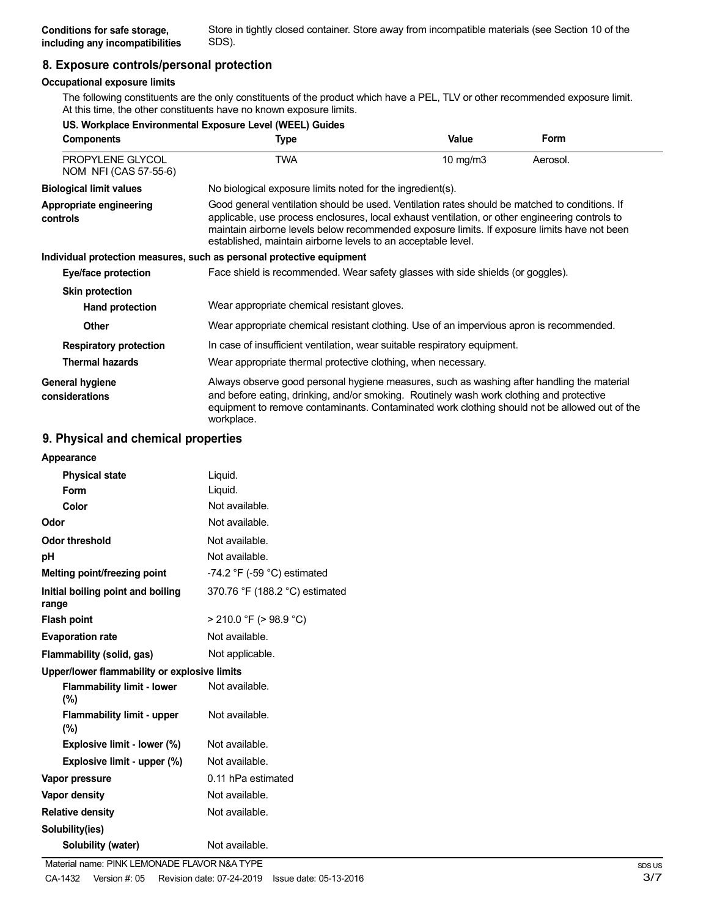**Conditions for safe storage, including any incompatibilities**
Store in tightly closed container. Store away from incompatible materials (see Section 10 of the SDS).

## 8. Exposure controls/personal protection

**Occupational exposure limits**

The following constituents are the only constituents of the product which have a PEL, TLV or other recommended exposure limit. At this time, the other constituents have no known exposure limits.

**US. Workplace Environmental Exposure Level (WEEL) Guides**

| Components | Type | Value | Form |
|---|---|---|---|
| PROPYLENE GLYCOL NOM NFI (CAS 57-55-6) | TWA | 10 mg/m3 | Aerosol. |

**Biological limit values**
No biological exposure limits noted for the ingredient(s).

**Appropriate engineering controls**
Good general ventilation should be used. Ventilation rates should be matched to conditions. If applicable, use process enclosures, local exhaust ventilation, or other engineering controls to maintain airborne levels below recommended exposure limits. If exposure limits have not been established, maintain airborne levels to an acceptable level.

**Individual protection measures, such as personal protective equipment**

**Eye/face protection**
Face shield is recommended. Wear safety glasses with side shields (or goggles).

**Skin protection**

**Hand protection**
Wear appropriate chemical resistant gloves.

**Other**
Wear appropriate chemical resistant clothing. Use of an impervious apron is recommended.

**Respiratory protection**
In case of insufficient ventilation, wear suitable respiratory equipment.

**Thermal hazards**
Wear appropriate thermal protective clothing, when necessary.

**General hygiene considerations**
Always observe good personal hygiene measures, such as washing after handling the material and before eating, drinking, and/or smoking. Routinely wash work clothing and protective equipment to remove contaminants. Contaminated work clothing should not be allowed out of the workplace.

## 9. Physical and chemical properties

**Appearance**

| | |
|---|---|
| **Physical state** | Liquid. |
| **Form** | Liquid. |
| **Color** | Not available. |
| **Odor** | Not available. |
| **Odor threshold** | Not available. |
| **pH** | Not available. |
| **Melting point/freezing point** | -74.2 °F (-59 °C) estimated |
| **Initial boiling point and boiling range** | 370.76 °F (188.2 °C) estimated |
| **Flash point** | > 210.0 °F (> 98.9 °C) |
| **Evaporation rate** | Not available. |
| **Flammability (solid, gas)** | Not applicable. |

**Upper/lower flammability or explosive limits**

| | |
|---|---|
| **Flammability limit - lower (%)** | Not available. |
| **Flammability limit - upper (%)** | Not available. |
| **Explosive limit - lower (%)** | Not available. |
| **Explosive limit - upper (%)** | Not available. |
| **Vapor pressure** | 0.11 hPa estimated |
| **Vapor density** | Not available. |
| **Relative density** | Not available. |

**Solubility(ies)**

| | |
|---|---|
| **Solubility (water)** | Not available. |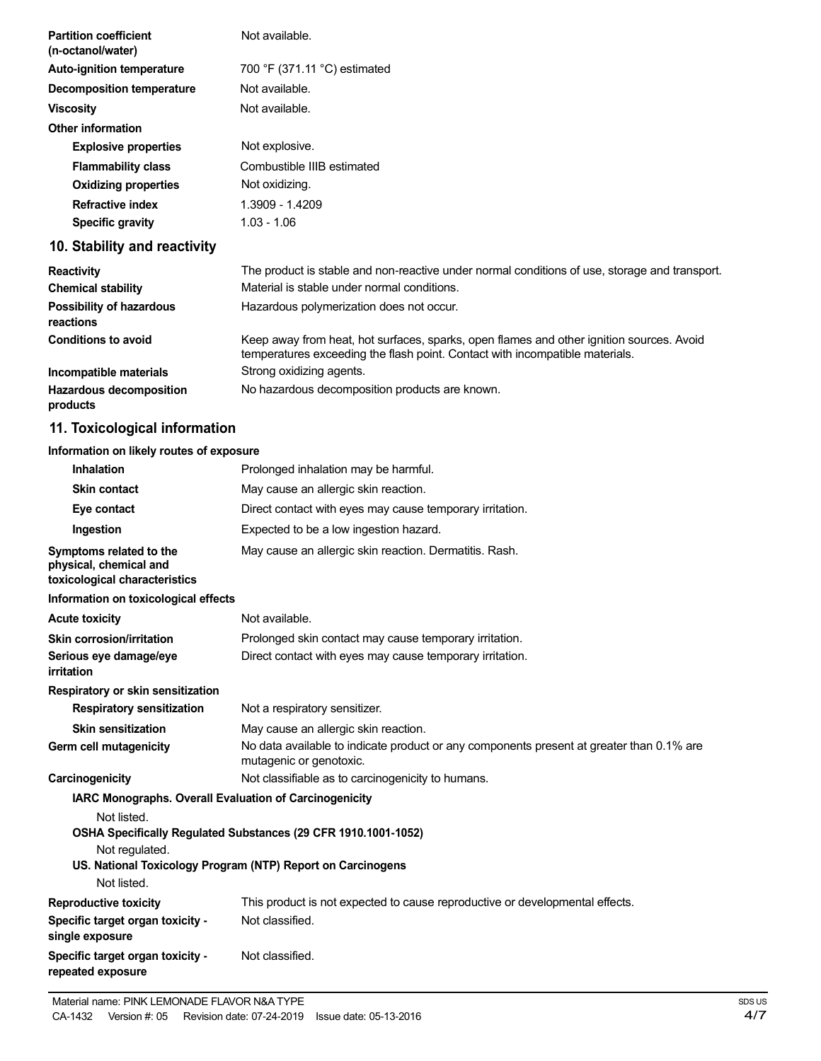| | |
|---|---|
| **Partition coefficient (n-octanol/water)** | Not available. |
| **Auto-ignition temperature** | 700 °F (371.11 °C) estimated |
| **Decomposition temperature** | Not available. |
| **Viscosity** | Not available. |
| **Other information** | |
| **Explosive properties** | Not explosive. |
| **Flammability class** | Combustible IIIB estimated |
| **Oxidizing properties** | Not oxidizing. |
| **Refractive index** | 1.3909 - 1.4209 |
| **Specific gravity** | 1.03 - 1.06 |

## 10. Stability and reactivity

| | |
|---|---|
| **Reactivity** | The product is stable and non-reactive under normal conditions of use, storage and transport. |
| **Chemical stability** | Material is stable under normal conditions. |
| **Possibility of hazardous reactions** | Hazardous polymerization does not occur. |
| **Conditions to avoid** | Keep away from heat, hot surfaces, sparks, open flames and other ignition sources. Avoid temperatures exceeding the flash point. Contact with incompatible materials. |
| **Incompatible materials** | Strong oxidizing agents. |
| **Hazardous decomposition products** | No hazardous decomposition products are known. |

## 11. Toxicological information

**Information on likely routes of exposure**

| | |
|---|---|
| **Inhalation** | Prolonged inhalation may be harmful. |
| **Skin contact** | May cause an allergic skin reaction. |
| **Eye contact** | Direct contact with eyes may cause temporary irritation. |
| **Ingestion** | Expected to be a low ingestion hazard. |
| **Symptoms related to the physical, chemical and toxicological characteristics** | May cause an allergic skin reaction. Dermatitis. Rash. |

**Information on toxicological effects**

| | |
|---|---|
| **Acute toxicity** | Not available. |
| **Skin corrosion/irritation** | Prolonged skin contact may cause temporary irritation. |
| **Serious eye damage/eye irritation** | Direct contact with eyes may cause temporary irritation. |
| **Respiratory or skin sensitization** | |
| **Respiratory sensitization** | Not a respiratory sensitizer. |
| **Skin sensitization** | May cause an allergic skin reaction. |
| **Germ cell mutagenicity** | No data available to indicate product or any components present at greater than 0.1% are mutagenic or genotoxic. |
| **Carcinogenicity** | Not classifiable as to carcinogenicity to humans. |

**IARC Monographs. Overall Evaluation of Carcinogenicity**

Not listed.

**OSHA Specifically Regulated Substances (29 CFR 1910.1001-1052)**

Not regulated.

**US. National Toxicology Program (NTP) Report on Carcinogens**

Not listed.

| | |
|---|---|
| **Reproductive toxicity** | This product is not expected to cause reproductive or developmental effects. |
| **Specific target organ toxicity - single exposure** | Not classified. |
| **Specific target organ toxicity - repeated exposure** | Not classified. |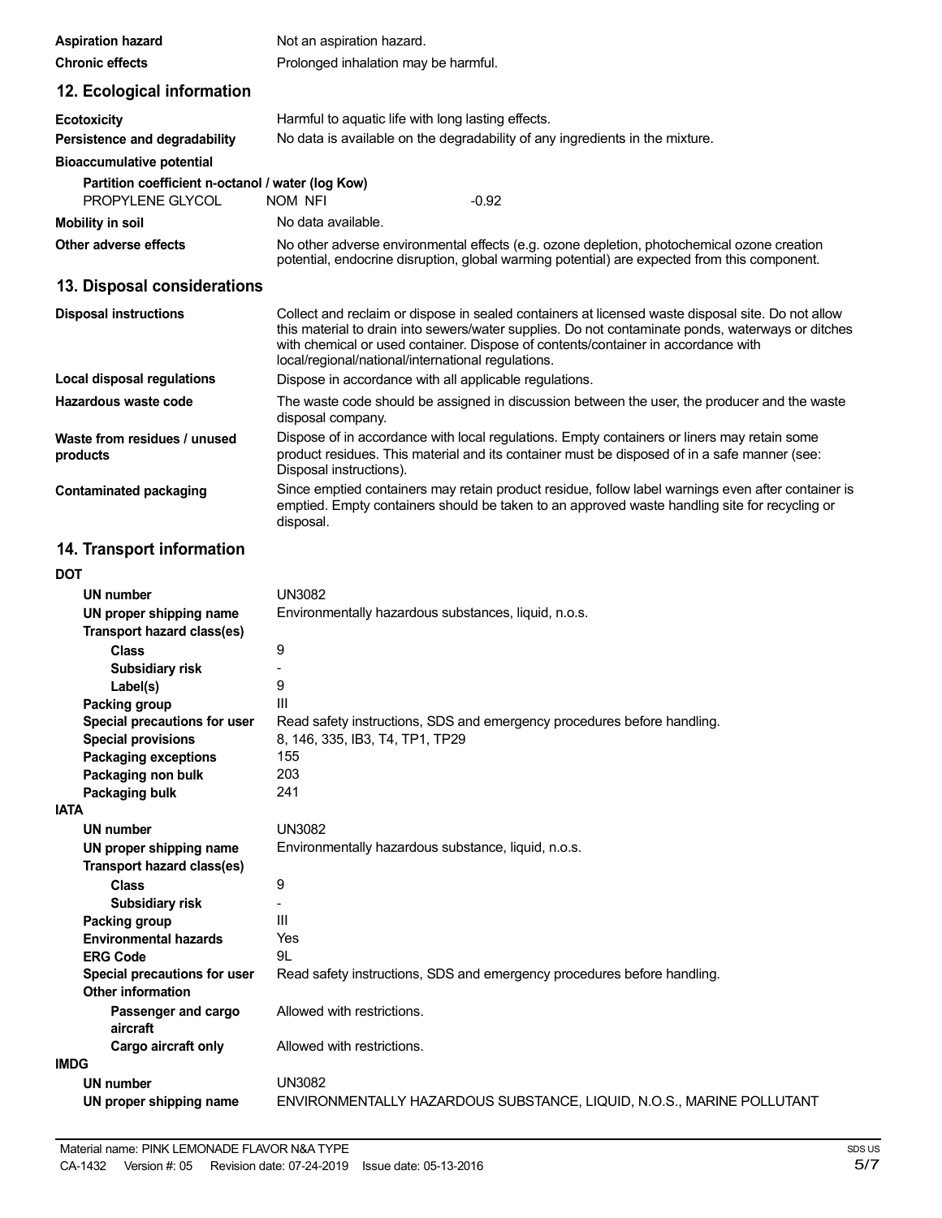| | |
|---|---|
| **Aspiration hazard** | Not an aspiration hazard. |
| **Chronic effects** | Prolonged inhalation may be harmful. |

## 12. Ecological information

| | |
|---|---|
| **Ecotoxicity** | Harmful to aquatic life with long lasting effects. |
| **Persistence and degradability** | No data is available on the degradability of any ingredients in the mixture. |

**Bioaccumulative potential**

**Partition coefficient n-octanol / water (log Kow)**

| | | |
|---|---|---|
| PROPYLENE GLYCOL | NOM NFI | -0.92 |

| | |
|---|---|
| **Mobility in soil** | No data available. |
| **Other adverse effects** | No other adverse environmental effects (e.g. ozone depletion, photochemical ozone creation potential, endocrine disruption, global warming potential) are expected from this component. |

## 13. Disposal considerations

| | |
|---|---|
| **Disposal instructions** | Collect and reclaim or dispose in sealed containers at licensed waste disposal site. Do not allow this material to drain into sewers/water supplies. Do not contaminate ponds, waterways or ditches with chemical or used container. Dispose of contents/container in accordance with local/regional/national/international regulations. |
| **Local disposal regulations** | Dispose in accordance with all applicable regulations. |
| **Hazardous waste code** | The waste code should be assigned in discussion between the user, the producer and the waste disposal company. |
| **Waste from residues / unused products** | Dispose of in accordance with local regulations. Empty containers or liners may retain some product residues. This material and its container must be disposed of in a safe manner (see: Disposal instructions). |
| **Contaminated packaging** | Since emptied containers may retain product residue, follow label warnings even after container is emptied. Empty containers should be taken to an approved waste handling site for recycling or disposal. |

## 14. Transport information

**DOT**

| | |
|---|---|
| **UN number** | UN3082 |
| **UN proper shipping name** | Environmentally hazardous substances, liquid, n.o.s. |
| **Transport hazard class(es)** | |
| **Class** | 9 |
| **Subsidiary risk** | - |
| **Label(s)** | 9 |
| **Packing group** | III |
| **Special precautions for user** | Read safety instructions, SDS and emergency procedures before handling. |
| **Special provisions** | 8, 146, 335, IB3, T4, TP1, TP29 |
| **Packaging exceptions** | 155 |
| **Packaging non bulk** | 203 |
| **Packaging bulk** | 241 |

**IATA**

| | |
|---|---|
| **UN number** | UN3082 |
| **UN proper shipping name** | Environmentally hazardous substance, liquid, n.o.s. |
| **Transport hazard class(es)** | |
| **Class** | 9 |
| **Subsidiary risk** | - |
| **Packing group** | III |
| **Environmental hazards** | Yes |
| **ERG Code** | 9L |
| **Special precautions for user** | Read safety instructions, SDS and emergency procedures before handling. |
| **Other information** | |
| **Passenger and cargo aircraft** | Allowed with restrictions. |
| **Cargo aircraft only** | Allowed with restrictions. |

**IMDG**

| | |
|---|---|
| **UN number** | UN3082 |
| **UN proper shipping name** | ENVIRONMENTALLY HAZARDOUS SUBSTANCE, LIQUID, N.O.S., MARINE POLLUTANT |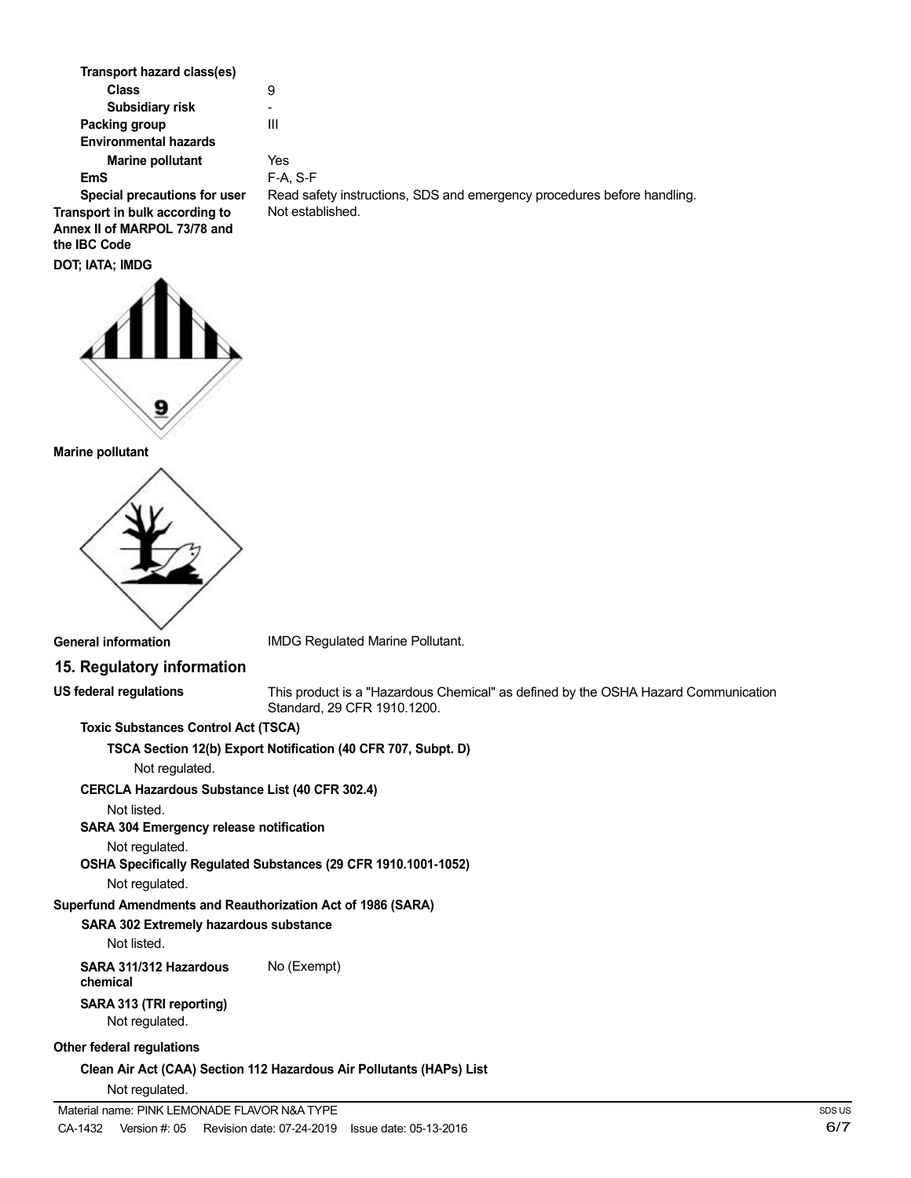**Transport hazard class(es)**

| | |
|---|---|
| **Class** | 9 |
| **Subsidiary risk** | - |
| **Packing group** | III |
| **Environmental hazards** | |
| **Marine pollutant** | Yes |
| **EmS** | F-A, S-F |
| **Special precautions for user** | Read safety instructions, SDS and emergency procedures before handling. |
| **Transport in bulk according to Annex II of MARPOL 73/78 and the IBC Code** | Not established. |

**DOT; IATA; IMDG**

**Marine pollutant**

**General information** IMDG Regulated Marine Pollutant.

## 15. Regulatory information

**US federal regulations** This product is a "Hazardous Chemical" as defined by the OSHA Hazard Communication Standard, 29 CFR 1910.1200.

**Toxic Substances Control Act (TSCA)**

**TSCA Section 12(b) Export Notification (40 CFR 707, Subpt. D)**

Not regulated.

**CERCLA Hazardous Substance List (40 CFR 302.4)**

Not listed.

**SARA 304 Emergency release notification**

Not regulated.

**OSHA Specifically Regulated Substances (29 CFR 1910.1001-1052)**

Not regulated.

**Superfund Amendments and Reauthorization Act of 1986 (SARA)**

**SARA 302 Extremely hazardous substance**

Not listed.

**SARA 311/312 Hazardous chemical** No (Exempt)

**SARA 313 (TRI reporting)**

Not regulated.

**Other federal regulations**

**Clean Air Act (CAA) Section 112 Hazardous Air Pollutants (HAPs) List**

Not regulated.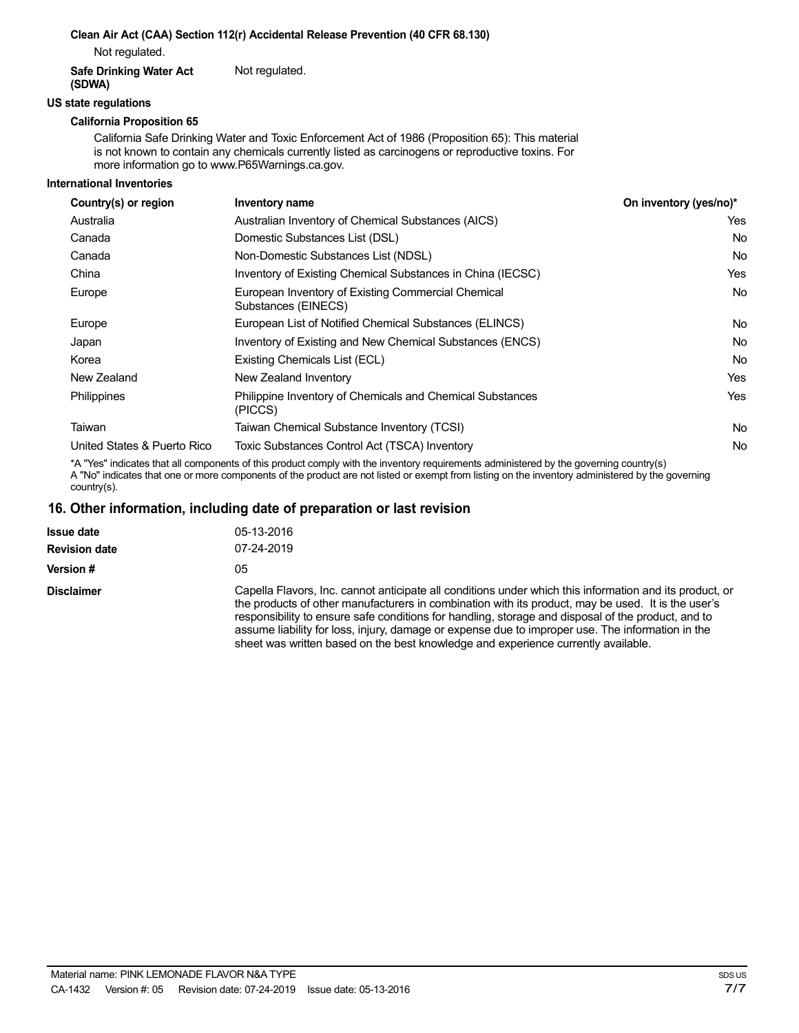**Clean Air Act (CAA) Section 112(r) Accidental Release Prevention (40 CFR 68.130)**

Not regulated.

**Safe Drinking Water Act (SDWA)** Not regulated.

**US state regulations**

**California Proposition 65**

California Safe Drinking Water and Toxic Enforcement Act of 1986 (Proposition 65): This material is not known to contain any chemicals currently listed as carcinogens or reproductive toxins. For more information go to www.P65Warnings.ca.gov.

**International Inventories**

| Country(s) or region | Inventory name | On inventory (yes/no)* |
|---|---|---|
| Australia | Australian Inventory of Chemical Substances (AICS) | Yes |
| Canada | Domestic Substances List (DSL) | No |
| Canada | Non-Domestic Substances List (NDSL) | No |
| China | Inventory of Existing Chemical Substances in China (IECSC) | Yes |
| Europe | European Inventory of Existing Commercial Chemical Substances (EINECS) | No |
| Europe | European List of Notified Chemical Substances (ELINCS) | No |
| Japan | Inventory of Existing and New Chemical Substances (ENCS) | No |
| Korea | Existing Chemicals List (ECL) | No |
| New Zealand | New Zealand Inventory | Yes |
| Philippines | Philippine Inventory of Chemicals and Chemical Substances (PICCS) | Yes |
| Taiwan | Taiwan Chemical Substance Inventory (TCSI) | No |
| United States & Puerto Rico | Toxic Substances Control Act (TSCA) Inventory | No |

*A "Yes" indicates that all components of this product comply with the inventory requirements administered by the governing country(s)
A "No" indicates that one or more components of the product are not listed or exempt from listing on the inventory administered by the governing country(s).

## 16. Other information, including date of preparation or last revision

**Issue date** 05-13-2016

**Revision date** 07-24-2019

**Version #** 05

**Disclaimer** Capella Flavors, Inc. cannot anticipate all conditions under which this information and its product, or the products of other manufacturers in combination with its product, may be used. It is the user's responsibility to ensure safe conditions for handling, storage and disposal of the product, and to assume liability for loss, injury, damage or expense due to improper use. The information in the sheet was written based on the best knowledge and experience currently available.